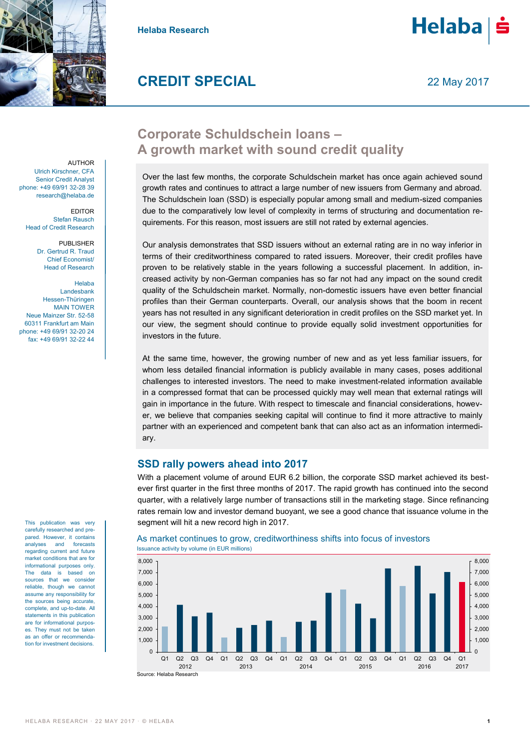Helaba Research

# CREDIT SPECIAL

22 May 2017

## Corporate Schuldschein loans – A growth market with sound credit quality

AUTHOR
Ulrich Kirschner, CFA
Senior Credit Analyst
phone: +49 69/91 32-28 39
research@helaba.de

EDITOR
Stefan Rausch
Head of Credit Research

PUBLISHER
Dr. Gertrud R. Traud
Chief Economist/
Head of Research

Helaba
Landesbank
Hessen-Thüringen
MAIN TOWER
Neue Mainzer Str. 52-58
60311 Frankfurt am Main
phone: +49 69/91 32-20 24
fax: +49 69/91 32-22 44

Over the last few months, the corporate Schuldschein market has once again achieved sound growth rates and continues to attract a large number of new issuers from Germany and abroad. The Schuldschein loan (SSD) is especially popular among small and medium-sized companies due to the comparatively low level of complexity in terms of structuring and documentation requirements. For this reason, most issuers are still not rated by external agencies.

Our analysis demonstrates that SSD issuers without an external rating are in no way inferior in terms of their creditworthiness compared to rated issuers. Moreover, their credit profiles have proven to be relatively stable in the years following a successful placement. In addition, increased activity by non-German companies has so far not had any impact on the sound credit quality of the Schuldschein market. Normally, non-domestic issuers have even better financial profiles than their German counterparts. Overall, our analysis shows that the boom in recent years has not resulted in any significant deterioration in credit profiles on the SSD market yet. In our view, the segment should continue to provide equally solid investment opportunities for investors in the future.

At the same time, however, the growing number of new and as yet less familiar issuers, for whom less detailed financial information is publicly available in many cases, poses additional challenges to interested investors. The need to make investment-related information available in a compressed format that can be processed quickly may well mean that external ratings will gain in importance in the future. With respect to timescale and financial considerations, however, we believe that companies seeking capital will continue to find it more attractive to mainly partner with an experienced and competent bank that can also act as an information intermediary.

## SSD rally powers ahead into 2017

With a placement volume of around EUR 6.2 billion, the corporate SSD market achieved its best-ever first quarter in the first three months of 2017. The rapid growth has continued into the second quarter, with a relatively large number of transactions still in the marketing stage. Since refinancing rates remain low and investor demand buoyant, we see a good chance that issuance volume in the segment will hit a new record high in 2017.

This publication was very carefully researched and prepared. However, it contains analyses and forecasts regarding current and future market conditions that are for informational purposes only. The data is based on sources that we consider reliable, though we cannot assume any responsibility for the sources being accurate, complete, and up-to-date. All statements in this publication are for informational purposes only. They must not be taken as an offer or recommendation for investment decisions.

### As market continues to grow, creditworthiness shifts into focus of investors

Issuance activity by volume (in EUR millions)

8,000
7,000
6,000
5,000
4,000
3,000
2,000
1,000
0

Q1 Q2 Q3 Q4 Q1 Q2 Q3 Q4 Q1 Q2 Q3 Q4 Q1 Q2 Q3 Q4 Q1 Q2 Q3 Q4 Q1
2012 2013 2014 2015 2016 2017

Source: Helaba Research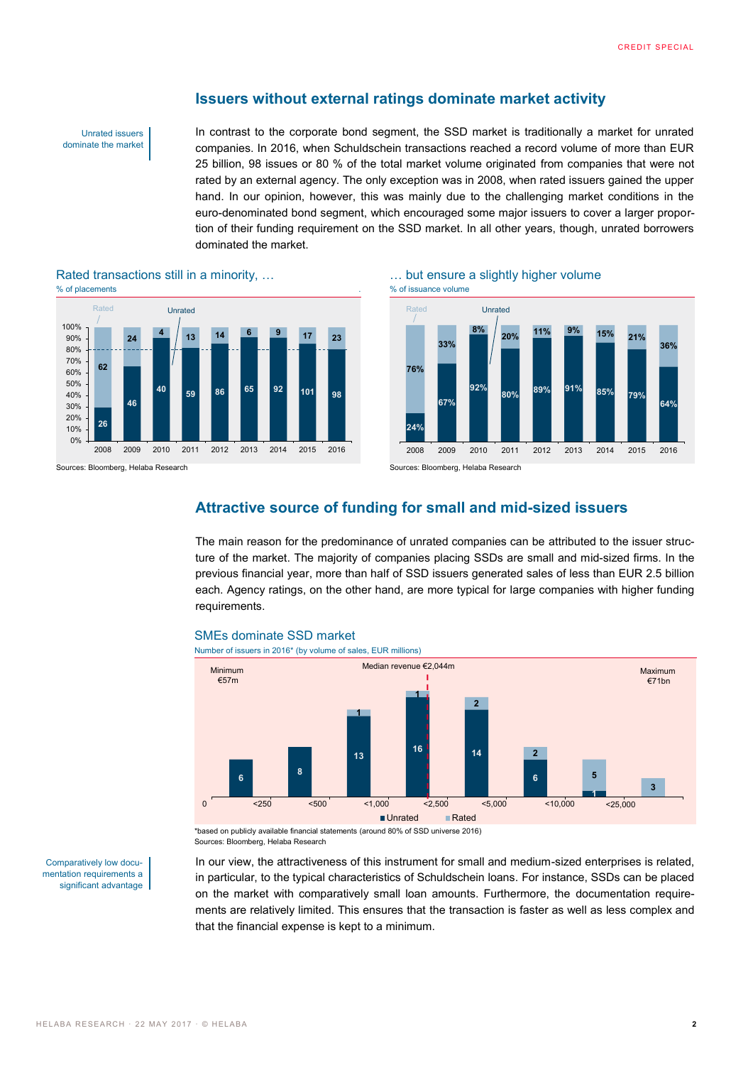## Issues without external ratings dominate market activity

Unrated issuers dominate the market

In contrast to the corporate bond segment, the SSD market is traditionally a market for unrated companies. In 2016, when Schuldschein transactions reached a record volume of more than EUR 25 billion, 98 issues or 80 % of the total market volume originated from companies that were not rated by an external agency. The only exception was in 2008, when rated issuers gained the upper hand. In our opinion, however, this was mainly due to the challenging market conditions in the euro-denominated bond segment, which encouraged some major issuers to cover a larger proportion of their funding requirement on the SSD market. In all other years, though, unrated borrowers dominated the market.

Rated transactions still in a minority, …

% of placements

Rated
Unrated

100%
90%
80%
70%
60%
50%
40%
30%
20%
10%
0%

2008: 62, 26
2009: 24, 46
2010: 4, 40
2011: 13, 59
2012: 14, 86
2013: 6, 65
2014: 9, 92
2015: 17, 101
2016: 23, 98

Sources: Bloomberg, Helaba Research

… but ensure a slightly higher volume

% of issuance volume

Rated
Unrated

2008: 76%, 24%
2009: 33%, 67%
2010: 8%, 92%
2011: 20%, 80%
2012: 11%, 89%
2013: 9%, 91%
2014: 15%, 85%
2015: 21%, 79%
2016: 36%, 64%

Sources: Bloomberg, Helaba Research

## Attractive source of funding for small and mid-sized issuers

The main reason for the predominance of unrated companies can be attributed to the issuer structure of the market. The majority of companies placing SSDs are small and mid-sized firms. In the previous financial year, more than half of SSD issuers generated sales of less than EUR 2.5 billion each. Agency ratings, on the other hand, are more typical for large companies with higher funding requirements.

SMEs dominate SSD market

Number of issuers in 2016* (by volume of sales, EUR millions)

Minimum €57m

Median revenue €2,044m

Maximum €71bn

0, <250, <500, <1,000, <2,500, <5,000, <10,000, <25,000

6, 8, 13, 1, 16, 1, 14, 2, 6, 2, 1, 5, 3

Unrated
Rated

*based on publicly available financial statements (around 80% of SSD universe 2016)

Sources: Bloomberg, Helaba Research

Comparatively low documentation requirements a significant advantage

In our view, the attractiveness of this instrument for small and medium-sized enterprises is related, in particular, to the typical characteristics of Schuldschein loans. For instance, SSDs can be placed on the market with comparatively small loan amounts. Furthermore, the documentation requirements are relatively limited. This ensures that the transaction is faster as well as less complex and that the financial expense is kept to a minimum.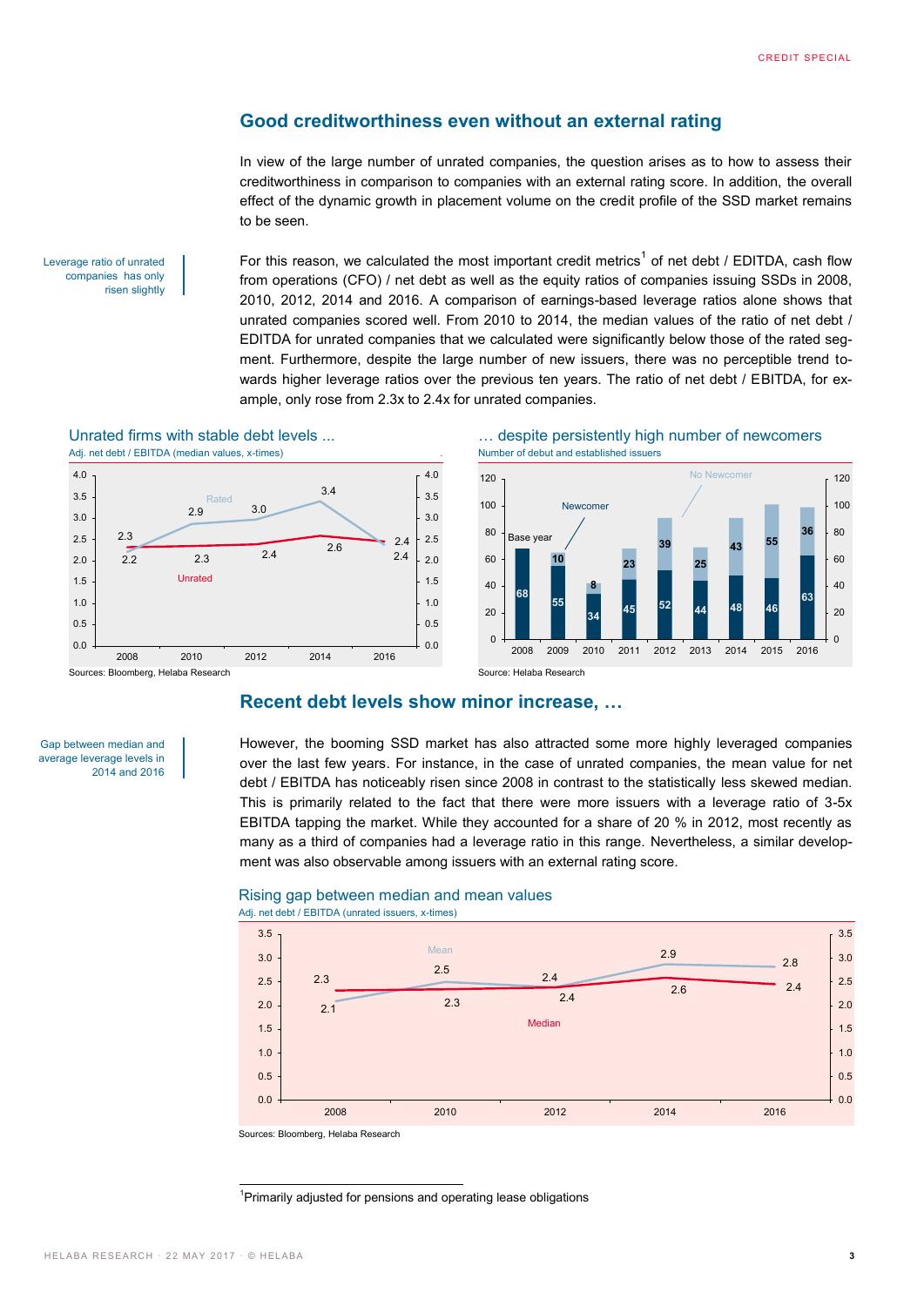## Good creditworthiness even without an external rating

In view of the large number of unrated companies, the question arises as to how to assess their creditworthiness in comparison to companies with an external rating score. In addition, the overall effect of the dynamic growth in placement volume on the credit profile of the SSD market remains to be seen.

Leverage ratio of unrated companies has only risen slightly

For this reason, we calculated the most important credit metrics[1] of net debt / EDITDA, cash flow from operations (CFO) / net debt as well as the equity ratios of companies issuing SSDs in 2008, 2010, 2012, 2014 and 2016. A comparison of earnings-based leverage ratios alone shows that unrated companies scored well. From 2010 to 2014, the median values of the ratio of net debt / EDITDA for unrated companies that we calculated were significantly below those of the rated segment. Furthermore, despite the large number of new issuers, there was no perceptible trend towards higher leverage ratios over the previous ten years. The ratio of net debt / EBITDA, for example, only rose from 2.3x to 2.4x for unrated companies.

Unrated firms with stable debt levels ...

Adj. net debt / EBITDA (median values, x-times)

Rated: 2.2, 2.9, 3.0, 3.4, 2.4

Unrated: 2.3, 2.3, 2.4, 2.6, 2.4

2008 2010 2012 2014 2016

Sources: Bloomberg, Helaba Research

… despite persistently high number of newcomers

Number of debut and established issuers

Base year, Newcomer, No Newcomer

2008: 68; 2009: 55, 10; 2010: 34, 8; 2011: 45, 23; 2012: 52, 39; 2013: 44, 25; 2014: 48, 43; 2015: 46, 55; 2016: 63, 36

Source: Helaba Research

## Recent debt levels show minor increase, …

Gap between median and average leverage levels in 2014 and 2016

However, the booming SSD market has also attracted some more highly leveraged companies over the last few years. For instance, in the case of unrated companies, the mean value for net debt / EBITDA has noticeably risen since 2008 in contrast to the statistically less skewed median. This is primarily related to the fact that there were more issuers with a leverage ratio of 3-5x EBITDA tapping the market. While they accounted for a share of 20 % in 2012, most recently as many as a third of companies had a leverage ratio in this range. Nevertheless, a similar development was also observable among issuers with an external rating score.

Rising gap between median and mean values

Adj. net debt / EBITDA (unrated issuers, x-times)

Mean: 2.1, 2.5, 2.4, 2.9, 2.8

Median: 2.3, 2.3, 2.4, 2.6, 2.4

2008 2010 2012 2014 2016

Sources: Bloomberg, Helaba Research

[1] Primarily adjusted for pensions and operating lease obligations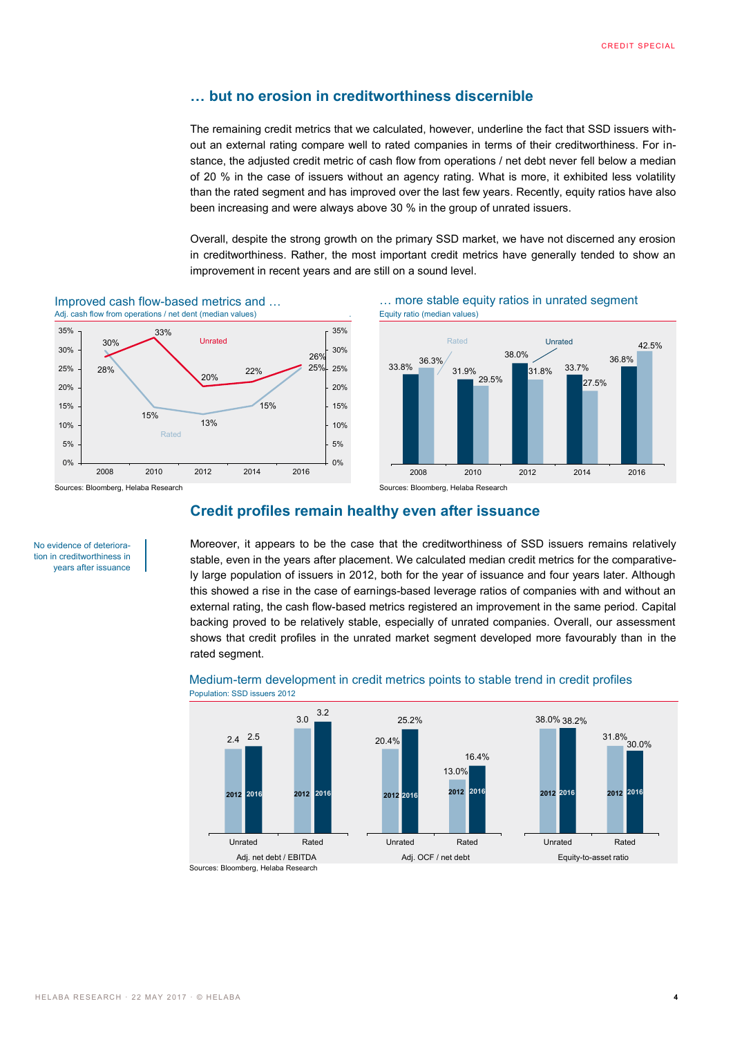## … but no erosion in creditworthiness discernible

The remaining credit metrics that we calculated, however, underline the fact that SSD issuers without an external rating compare well to rated companies in terms of their creditworthiness. For instance, the adjusted credit metric of cash flow from operations / net debt never fell below a median of 20 % in the case of issuers without an agency rating. What is more, it exhibited less volatility than the rated segment and has improved over the last few years. Recently, equity ratios have also been increasing and were always above 30 % in the group of unrated issuers.

Overall, despite the strong growth on the primary SSD market, we have not discerned any erosion in creditworthiness. Rather, the most important credit metrics have generally tended to show an improvement in recent years and are still on a sound level.

Improved cash flow-based metrics and …

Adj. cash flow from operations / net dent (median values)

35%
30%
25%
20%
15%
10%
5%
0%

Unrated
30%
33%
20%
22%
26%

Rated
28%
15%
13%
15%
25%

2008
2010
2012
2014
2016

Sources: Bloomberg, Helaba Research

… more stable equity ratios in unrated segment

Equity ratio (median values)

Rated
Unrated

33.8%
36.3%
31.9%
29.5%
38.0%
31.8%
33.7%
27.5%
36.8%
42.5%

2008
2010
2012
2014
2016

Sources: Bloomberg, Helaba Research

## Credit profiles remain healthy even after issuance

No evidence of deterioration in creditworthiness in years after issuance

Moreover, it appears to be the case that the creditworthiness of SSD issuers remains relatively stable, even in the years after placement. We calculated median credit metrics for the comparatively large population of issuers in 2012, both for the year of issuance and four years later. Although this showed a rise in the case of earnings-based leverage ratios of companies with and without an external rating, the cash flow-based metrics registered an improvement in the same period. Capital backing proved to be relatively stable, especially of unrated companies. Overall, our assessment shows that credit profiles in the unrated market segment developed more favourably than in the rated segment.

Medium-term development in credit metrics points to stable trend in credit profiles

Population: SSD issuers 2012

2.4
2.5
3.0
3.2
20.4%
25.2%
13.0%
16.4%
38.0%
38.2%
31.8%
30.0%

2012
2016

Unrated
Rated
Adj. net debt / EBITDA

Unrated
Rated
Adj. OCF / net debt

Unrated
Rated
Equity-to-asset ratio

Sources: Bloomberg, Helaba Research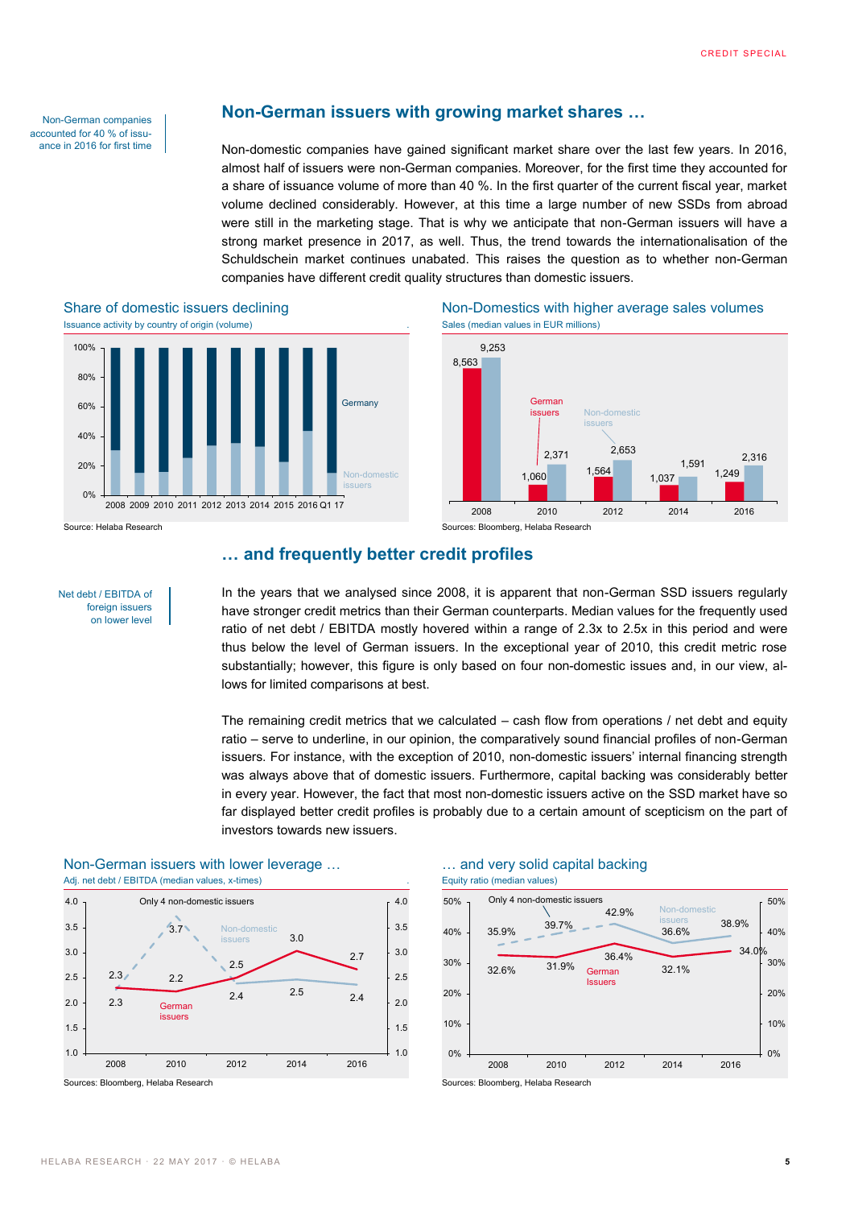Non-German companies accounted for 40 % of issuance in 2016 for first time

## Non-German issuers with growing market shares …

Non-domestic companies have gained significant market share over the last few years. In 2016, almost half of issuers were non-German companies. Moreover, for the first time they accounted for a share of issuance volume of more than 40 %. In the first quarter of the current fiscal year, market volume declined considerably. However, at this time a large number of new SSDs from abroad were still in the marketing stage. That is why we anticipate that non-German issuers will have a strong market presence in 2017, as well. Thus, the trend towards the internationalisation of the Schuldschein market continues unabated. This raises the question as to whether non-German companies have different credit quality structures than domestic issuers.

Share of domestic issuers declining

Issuance activity by country of origin (volume)

100%
80%
60%
40%
20%
0%
2008 2009 2010 2011 2012 2013 2014 2015 2016 Q1 17
Germany
Non-domestic issuers

Source: Helaba Research

Non-Domestics with higher average sales volumes

Sales (median values in EUR millions)

8,563
9,253
German issuers
Non-domestic issuers
1,060
2,371
1,564
2,653
1,037
1,591
1,249
2,316
2008 2010 2012 2014 2016

Sources: Bloomberg, Helaba Research

## … and frequently better credit profiles

Net debt / EBITDA of foreign issuers on lower level

In the years that we analysed since 2008, it is apparent that non-German SSD issuers regularly have stronger credit metrics than their German counterparts. Median values for the frequently used ratio of net debt / EBITDA mostly hovered within a range of 2.3x to 2.5x in this period and were thus below the level of German issuers. In the exceptional year of 2010, this credit metric rose substantially; however, this figure is only based on four non-domestic issues and, in our view, allows for limited comparisons at best.

The remaining credit metrics that we calculated – cash flow from operations / net debt and equity ratio – serve to underline, in our opinion, the comparatively sound financial profiles of non-German issuers. For instance, with the exception of 2010, non-domestic issuers' internal financing strength was always above that of domestic issuers. Furthermore, capital backing was considerably better in every year. However, the fact that most non-domestic issuers active on the SSD market have so far displayed better credit profiles is probably due to a certain amount of scepticism on the part of investors towards new issuers.

Non-German issuers with lower leverage …

Adj. net debt / EBITDA (median values, x-times)

4.0
3.5
3.0
2.5
2.0
1.5
1.0
Only 4 non-domestic issuers
Non-domestic issuers
German issuers
2.3
2.3
3.7
2.2
2.5
2.4
3.0
2.5
2.7
2.4
2008 2010 2012 2014 2016

Sources: Bloomberg, Helaba Research

… and very solid capital backing

Equity ratio (median values)

50%
40%
30%
20%
10%
0%
Only 4 non-domestic issuers
Non-domestic issuers
German Issuers
35.9%
32.6%
39.7%
31.9%
42.9%
36.4%
36.6%
32.1%
38.9%
34.0%
2008 2010 2012 2014 2016

Sources: Bloomberg, Helaba Research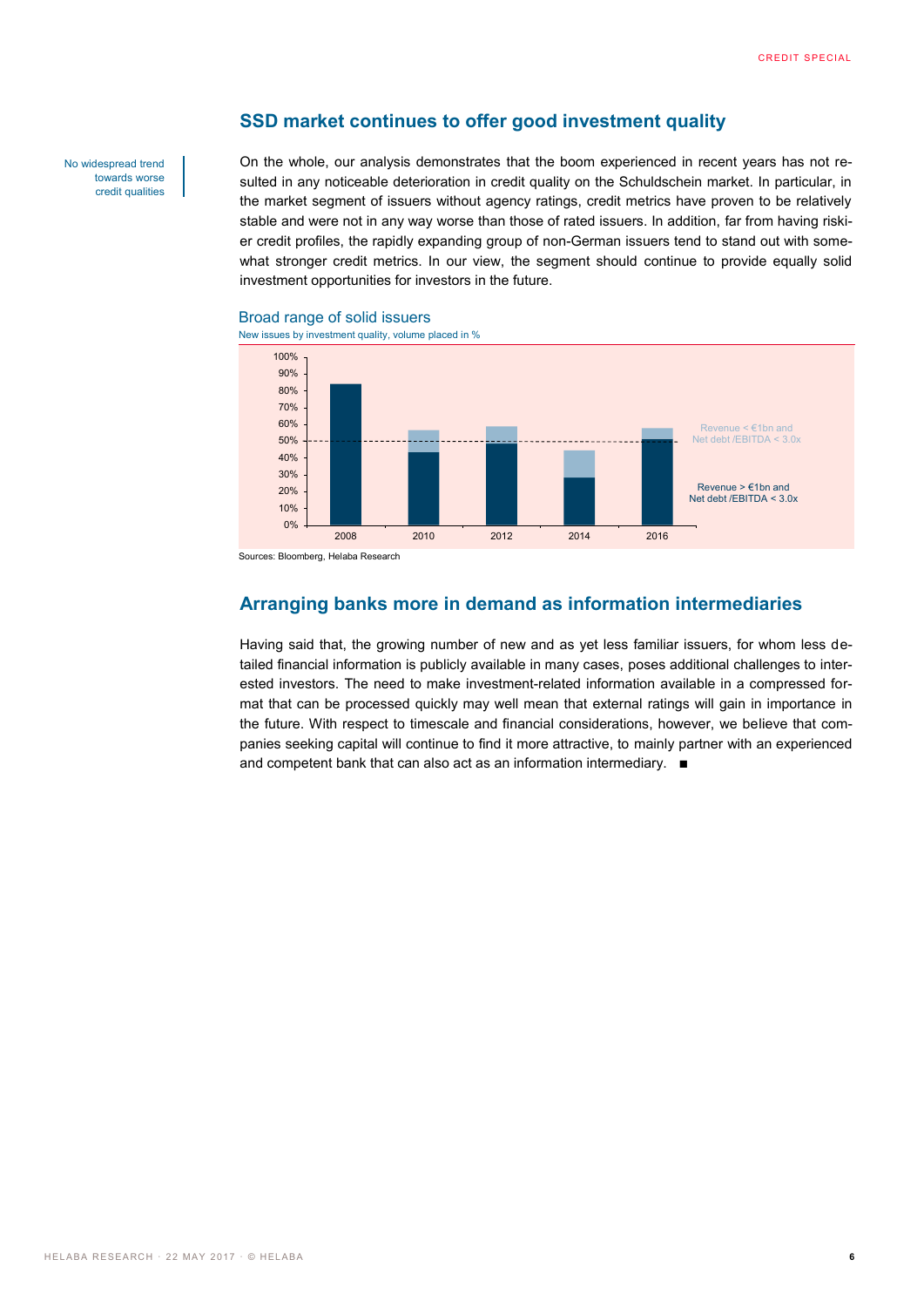## SSD market continues to offer good investment quality

No widespread trend towards worse credit qualities

On the whole, our analysis demonstrates that the boom experienced in recent years has not resulted in any noticeable deterioration in credit quality on the Schuldschein market. In particular, in the market segment of issuers without agency ratings, credit metrics have proven to be relatively stable and were not in any way worse than those of rated issuers. In addition, far from having riskier credit profiles, the rapidly expanding group of non-German issuers tend to stand out with somewhat stronger credit metrics. In our view, the segment should continue to provide equally solid investment opportunities for investors in the future.

Broad range of solid issuers

New issues by investment quality, volume placed in %

100%
90%
80%
70%
60%
50%
40%
30%
20%
10%
0%

2008
2010
2012
2014
2016

Revenue < €1bn and Net debt /EBITDA < 3.0x

Revenue > €1bn and Net debt /EBITDA < 3.0x

Sources: Bloomberg, Helaba Research

## Arranging banks more in demand as information intermediaries

Having said that, the growing number of new and as yet less familiar issuers, for whom less detailed financial information is publicly available in many cases, poses additional challenges to interested investors. The need to make investment-related information available in a compressed format that can be processed quickly may well mean that external ratings will gain in importance in the future. With respect to timescale and financial considerations, however, we believe that companies seeking capital will continue to find it more attractive, to mainly partner with an experienced and competent bank that can also act as an information intermediary. ■